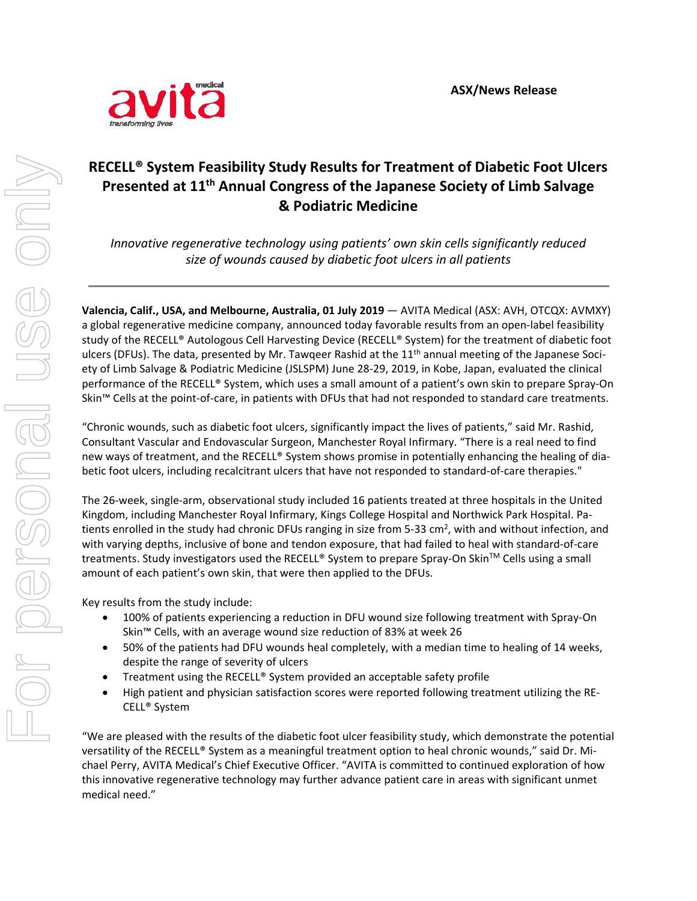ASX/News Release

# RECELL® System Feasibility Study Results for Treatment of Diabetic Foot Ulcers Presented at 11th Annual Congress of the Japanese Society of Limb Salvage & Podiatric Medicine

*Innovative regenerative technology using patients' own skin cells significantly reduced size of wounds caused by diabetic foot ulcers in all patients*

---

**Valencia, Calif., USA, and Melbourne, Australia, 01 July 2019** — AVITA Medical (ASX: AVH, OTCQX: AVMXY) a global regenerative medicine company, announced today favorable results from an open-label feasibility study of the RECELL® Autologous Cell Harvesting Device (RECELL® System) for the treatment of diabetic foot ulcers (DFUs). The data, presented by Mr. Tawqeer Rashid at the 11th annual meeting of the Japanese Society of Limb Salvage & Podiatric Medicine (JSLSPM) June 28-29, 2019, in Kobe, Japan, evaluated the clinical performance of the RECELL® System, which uses a small amount of a patient's own skin to prepare Spray-On Skin™ Cells at the point-of-care, in patients with DFUs that had not responded to standard care treatments.

"Chronic wounds, such as diabetic foot ulcers, significantly impact the lives of patients," said Mr. Rashid, Consultant Vascular and Endovascular Surgeon, Manchester Royal Infirmary. "There is a real need to find new ways of treatment, and the RECELL® System shows promise in potentially enhancing the healing of diabetic foot ulcers, including recalcitrant ulcers that have not responded to standard-of-care therapies."

The 26-week, single-arm, observational study included 16 patients treated at three hospitals in the United Kingdom, including Manchester Royal Infirmary, Kings College Hospital and Northwick Park Hospital. Patients enrolled in the study had chronic DFUs ranging in size from 5-33 cm$^2$, with and without infection, and with varying depths, inclusive of bone and tendon exposure, that had failed to heal with standard-of-care treatments. Study investigators used the RECELL® System to prepare Spray-On Skin™ Cells using a small amount of each patient's own skin, that were then applied to the DFUs.

Key results from the study include:

- 100% of patients experiencing a reduction in DFU wound size following treatment with Spray-On Skin™ Cells, with an average wound size reduction of 83% at week 26
- 50% of the patients had DFU wounds heal completely, with a median time to healing of 14 weeks, despite the range of severity of ulcers
- Treatment using the RECELL® System provided an acceptable safety profile
- High patient and physician satisfaction scores were reported following treatment utilizing the RECELL® System

"We are pleased with the results of the diabetic foot ulcer feasibility study, which demonstrate the potential versatility of the RECELL® System as a meaningful treatment option to heal chronic wounds," said Dr. Michael Perry, AVITA Medical's Chief Executive Officer. "AVITA is committed to continued exploration of how this innovative regenerative technology may further advance patient care in areas with significant unmet medical need."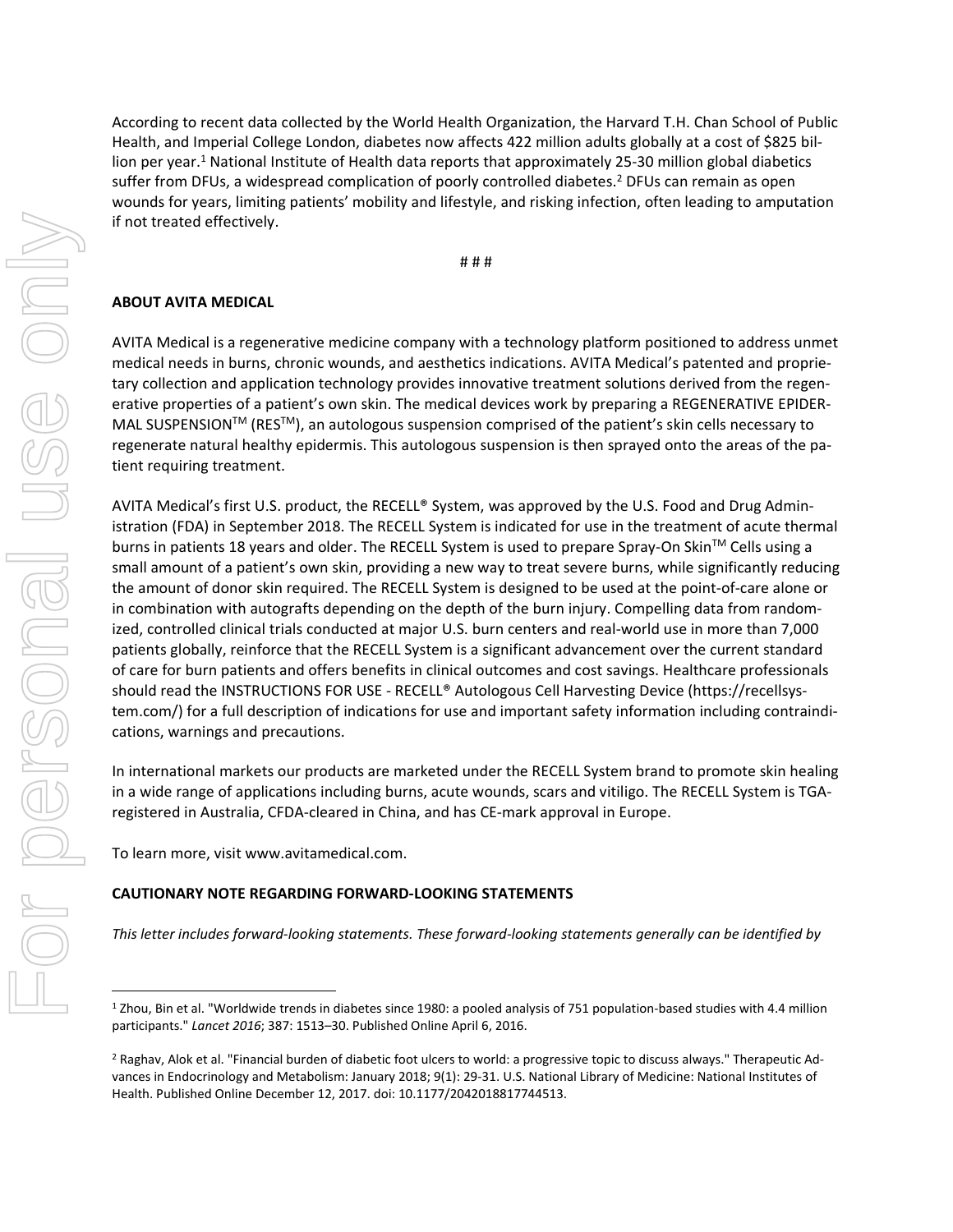According to recent data collected by the World Health Organization, the Harvard T.H. Chan School of Public Health, and Imperial College London, diabetes now affects 422 million adults globally at a cost of $825 billion per year.[1] National Institute of Health data reports that approximately 25-30 million global diabetics suffer from DFUs, a widespread complication of poorly controlled diabetes.[2] DFUs can remain as open wounds for years, limiting patients' mobility and lifestyle, and risking infection, often leading to amputation if not treated effectively.

# # #

**ABOUT AVITA MEDICAL**

AVITA Medical is a regenerative medicine company with a technology platform positioned to address unmet medical needs in burns, chronic wounds, and aesthetics indications. AVITA Medical's patented and proprietary collection and application technology provides innovative treatment solutions derived from the regenerative properties of a patient's own skin. The medical devices work by preparing a REGENERATIVE EPIDERMAL SUSPENSION™ (RES™), an autologous suspension comprised of the patient's skin cells necessary to regenerate natural healthy epidermis. This autologous suspension is then sprayed onto the areas of the patient requiring treatment.

AVITA Medical's first U.S. product, the RECELL® System, was approved by the U.S. Food and Drug Administration (FDA) in September 2018. The RECELL System is indicated for use in the treatment of acute thermal burns in patients 18 years and older. The RECELL System is used to prepare Spray-On Skin™ Cells using a small amount of a patient's own skin, providing a new way to treat severe burns, while significantly reducing the amount of donor skin required. The RECELL System is designed to be used at the point-of-care alone or in combination with autografts depending on the depth of the burn injury. Compelling data from randomized, controlled clinical trials conducted at major U.S. burn centers and real-world use in more than 7,000 patients globally, reinforce that the RECELL System is a significant advancement over the current standard of care for burn patients and offers benefits in clinical outcomes and cost savings. Healthcare professionals should read the INSTRUCTIONS FOR USE - RECELL® Autologous Cell Harvesting Device (https://recellsystem.com/) for a full description of indications for use and important safety information including contraindications, warnings and precautions.

In international markets our products are marketed under the RECELL System brand to promote skin healing in a wide range of applications including burns, acute wounds, scars and vitiligo. The RECELL System is TGA-registered in Australia, CFDA-cleared in China, and has CE-mark approval in Europe.

To learn more, visit www.avitamedical.com.

**CAUTIONARY NOTE REGARDING FORWARD-LOOKING STATEMENTS**

*This letter includes forward-looking statements. These forward-looking statements generally can be identified by*

---

[1] Zhou, Bin et al. "Worldwide trends in diabetes since 1980: a pooled analysis of 751 population-based studies with 4.4 million participants." *Lancet 2016*; 387: 1513–30. Published Online April 6, 2016.

[2] Raghav, Alok et al. "Financial burden of diabetic foot ulcers to world: a progressive topic to discuss always." Therapeutic Advances in Endocrinology and Metabolism: January 2018; 9(1): 29-31. U.S. National Library of Medicine: National Institutes of Health. Published Online December 12, 2017. doi: 10.1177/2042018817744513.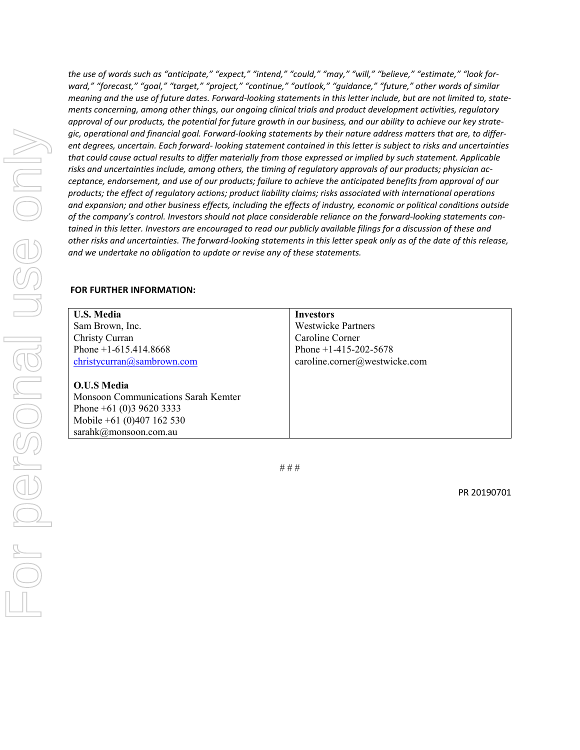*the use of words such as "anticipate," "expect," "intend," "could," "may," "will," "believe," "estimate," "look forward," "forecast," "goal," "target," "project," "continue," "outlook," "guidance," "future," other words of similar meaning and the use of future dates. Forward-looking statements in this letter include, but are not limited to, statements concerning, among other things, our ongoing clinical trials and product development activities, regulatory approval of our products, the potential for future growth in our business, and our ability to achieve our key strategic, operational and financial goal. Forward-looking statements by their nature address matters that are, to different degrees, uncertain. Each forward- looking statement contained in this letter is subject to risks and uncertainties that could cause actual results to differ materially from those expressed or implied by such statement. Applicable risks and uncertainties include, among others, the timing of regulatory approvals of our products; physician acceptance, endorsement, and use of our products; failure to achieve the anticipated benefits from approval of our products; the effect of regulatory actions; product liability claims; risks associated with international operations and expansion; and other business effects, including the effects of industry, economic or political conditions outside of the company's control. Investors should not place considerable reliance on the forward-looking statements contained in this letter. Investors are encouraged to read our publicly available filings for a discussion of these and other risks and uncertainties. The forward-looking statements in this letter speak only as of the date of this release, and we undertake no obligation to update or revise any of these statements.*

**FOR FURTHER INFORMATION:**

| | |
|---|---|
| **U.S. Media**<br>Sam Brown, Inc.<br>Christy Curran<br>Phone +1-615.414.8668<br>christycurran@sambrown.com<br><br>**O.U.S Media**<br>Monsoon Communications Sarah Kemter<br>Phone +61 (0)3 9620 3333<br>Mobile +61 (0)407 162 530<br>sarahk@monsoon.com.au | **Investors**<br>Westwicke Partners<br>Caroline Corner<br>Phone +1-415-202-5678<br>caroline.corner@westwicke.com |

# # #

PR 20190701